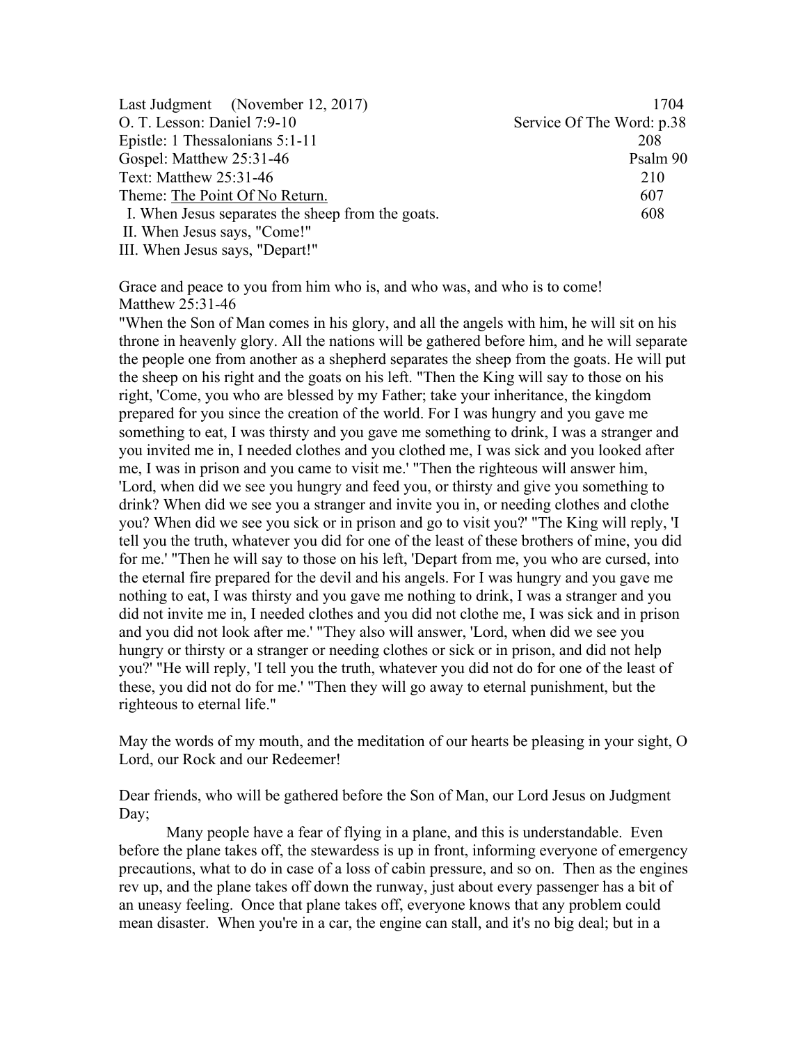| | |
|---|---|
| Last Judgment (November 12, 2017) | 1704 |
| O. T. Lesson: Daniel 7:9-10 | Service Of The Word: p.38 |
| Epistle: 1 Thessalonians 5:1-11 | 208 |
| Gospel: Matthew 25:31-46 | Psalm 90 |
| Text: Matthew 25:31-46 | 210 |
| Theme: <u>The Point Of No Return.</u> | 607 |
| I. When Jesus separates the sheep from the goats. | 608 |
| II. When Jesus says, "Come!" | |
| III. When Jesus says, "Depart!" | |

Grace and peace to you from him who is, and who was, and who is to come!
Matthew 25:31-46
"When the Son of Man comes in his glory, and all the angels with him, he will sit on his throne in heavenly glory. All the nations will be gathered before him, and he will separate the people one from another as a shepherd separates the sheep from the goats. He will put the sheep on his right and the goats on his left. "Then the King will say to those on his right, 'Come, you who are blessed by my Father; take your inheritance, the kingdom prepared for you since the creation of the world. For I was hungry and you gave me something to eat, I was thirsty and you gave me something to drink, I was a stranger and you invited me in, I needed clothes and you clothed me, I was sick and you looked after me, I was in prison and you came to visit me.' "Then the righteous will answer him, 'Lord, when did we see you hungry and feed you, or thirsty and give you something to drink? When did we see you a stranger and invite you in, or needing clothes and clothe you? When did we see you sick or in prison and go to visit you?' "The King will reply, 'I tell you the truth, whatever you did for one of the least of these brothers of mine, you did for me.' "Then he will say to those on his left, 'Depart from me, you who are cursed, into the eternal fire prepared for the devil and his angels. For I was hungry and you gave me nothing to eat, I was thirsty and you gave me nothing to drink, I was a stranger and you did not invite me in, I needed clothes and you did not clothe me, I was sick and in prison and you did not look after me.' "They also will answer, 'Lord, when did we see you hungry or thirsty or a stranger or needing clothes or sick or in prison, and did not help you?' "He will reply, 'I tell you the truth, whatever you did not do for one of the least of these, you did not do for me.' "Then they will go away to eternal punishment, but the righteous to eternal life."

May the words of my mouth, and the meditation of our hearts be pleasing in your sight, O Lord, our Rock and our Redeemer!

Dear friends, who will be gathered before the Son of Man, our Lord Jesus on Judgment Day;

Many people have a fear of flying in a plane, and this is understandable. Even before the plane takes off, the stewardess is up in front, informing everyone of emergency precautions, what to do in case of a loss of cabin pressure, and so on. Then as the engines rev up, and the plane takes off down the runway, just about every passenger has a bit of an uneasy feeling. Once that plane takes off, everyone knows that any problem could mean disaster. When you're in a car, the engine can stall, and it's no big deal; but in a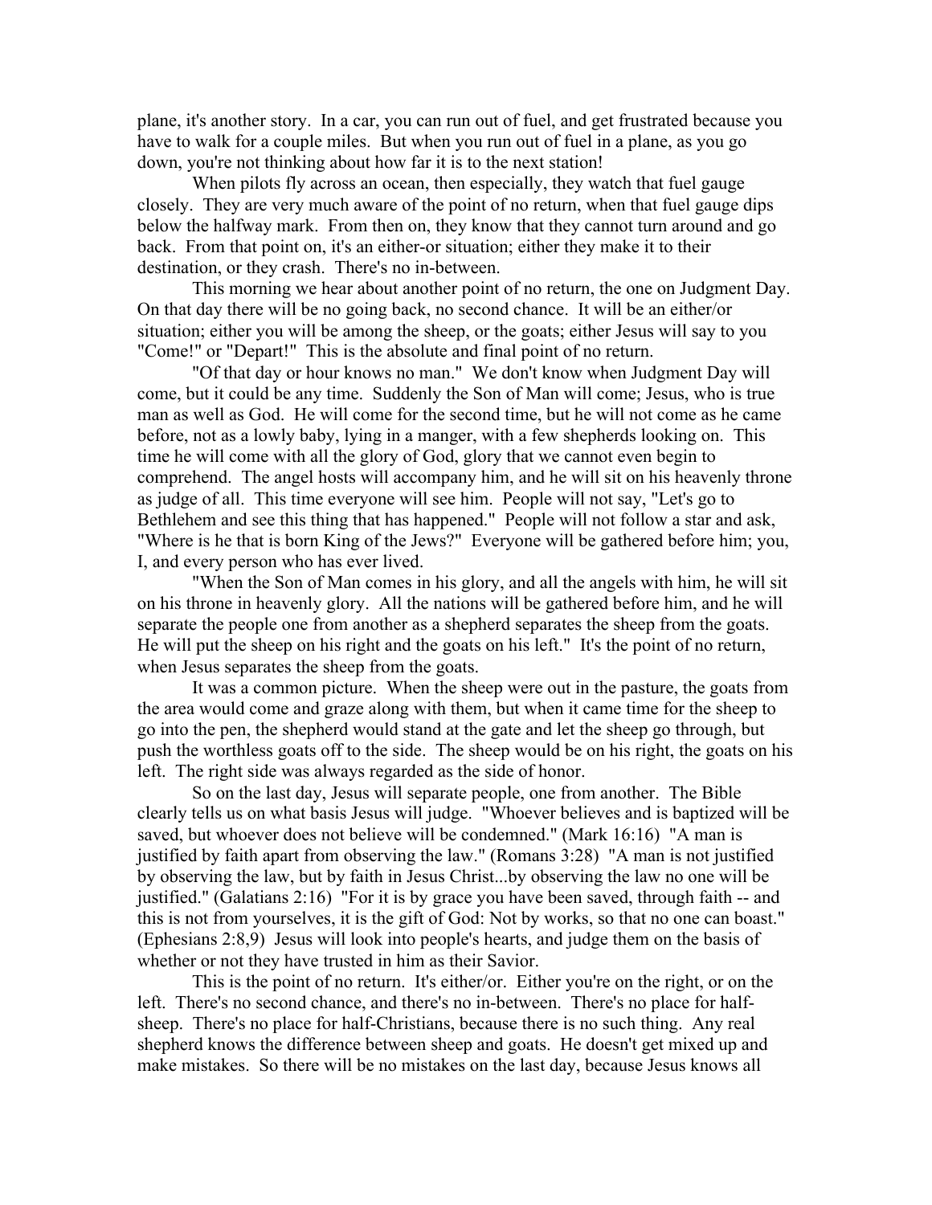plane, it's another story. In a car, you can run out of fuel, and get frustrated because you have to walk for a couple miles. But when you run out of fuel in a plane, as you go down, you're not thinking about how far it is to the next station!

When pilots fly across an ocean, then especially, they watch that fuel gauge closely. They are very much aware of the point of no return, when that fuel gauge dips below the halfway mark. From then on, they know that they cannot turn around and go back. From that point on, it's an either-or situation; either they make it to their destination, or they crash. There's no in-between.

This morning we hear about another point of no return, the one on Judgment Day. On that day there will be no going back, no second chance. It will be an either/or situation; either you will be among the sheep, or the goats; either Jesus will say to you "Come!" or "Depart!" This is the absolute and final point of no return.

"Of that day or hour knows no man." We don't know when Judgment Day will come, but it could be any time. Suddenly the Son of Man will come; Jesus, who is true man as well as God. He will come for the second time, but he will not come as he came before, not as a lowly baby, lying in a manger, with a few shepherds looking on. This time he will come with all the glory of God, glory that we cannot even begin to comprehend. The angel hosts will accompany him, and he will sit on his heavenly throne as judge of all. This time everyone will see him. People will not say, "Let's go to Bethlehem and see this thing that has happened." People will not follow a star and ask, "Where is he that is born King of the Jews?" Everyone will be gathered before him; you, I, and every person who has ever lived.

"When the Son of Man comes in his glory, and all the angels with him, he will sit on his throne in heavenly glory. All the nations will be gathered before him, and he will separate the people one from another as a shepherd separates the sheep from the goats. He will put the sheep on his right and the goats on his left." It's the point of no return, when Jesus separates the sheep from the goats.

It was a common picture. When the sheep were out in the pasture, the goats from the area would come and graze along with them, but when it came time for the sheep to go into the pen, the shepherd would stand at the gate and let the sheep go through, but push the worthless goats off to the side. The sheep would be on his right, the goats on his left. The right side was always regarded as the side of honor.

So on the last day, Jesus will separate people, one from another. The Bible clearly tells us on what basis Jesus will judge. "Whoever believes and is baptized will be saved, but whoever does not believe will be condemned." (Mark 16:16) "A man is justified by faith apart from observing the law." (Romans 3:28) "A man is not justified by observing the law, but by faith in Jesus Christ...by observing the law no one will be justified." (Galatians 2:16) "For it is by grace you have been saved, through faith -- and this is not from yourselves, it is the gift of God: Not by works, so that no one can boast." (Ephesians 2:8,9) Jesus will look into people's hearts, and judge them on the basis of whether or not they have trusted in him as their Savior.

This is the point of no return. It's either/or. Either you're on the right, or on the left. There's no second chance, and there's no in-between. There's no place for half-sheep. There's no place for half-Christians, because there is no such thing. Any real shepherd knows the difference between sheep and goats. He doesn't get mixed up and make mistakes. So there will be no mistakes on the last day, because Jesus knows all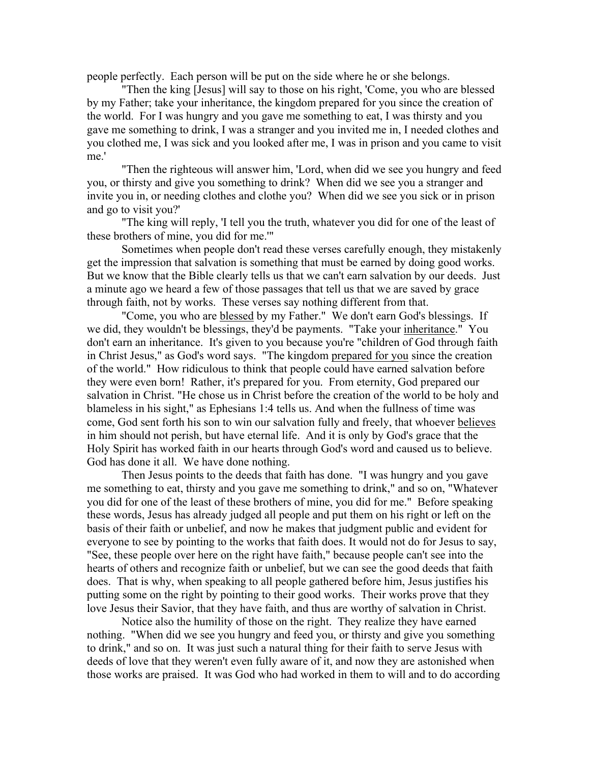people perfectly. Each person will be put on the side where he or she belongs.

"Then the king [Jesus] will say to those on his right, 'Come, you who are blessed by my Father; take your inheritance, the kingdom prepared for you since the creation of the world. For I was hungry and you gave me something to eat, I was thirsty and you gave me something to drink, I was a stranger and you invited me in, I needed clothes and you clothed me, I was sick and you looked after me, I was in prison and you came to visit me.'

"Then the righteous will answer him, 'Lord, when did we see you hungry and feed you, or thirsty and give you something to drink? When did we see you a stranger and invite you in, or needing clothes and clothe you? When did we see you sick or in prison and go to visit you?'

"The king will reply, 'I tell you the truth, whatever you did for one of the least of these brothers of mine, you did for me.'"

Sometimes when people don't read these verses carefully enough, they mistakenly get the impression that salvation is something that must be earned by doing good works. But we know that the Bible clearly tells us that we can't earn salvation by our deeds. Just a minute ago we heard a few of those passages that tell us that we are saved by grace through faith, not by works. These verses say nothing different from that.

"Come, you who are <u>blessed</u> by my Father." We don't earn God's blessings. If we did, they wouldn't be blessings, they'd be payments. "Take your <u>inheritance</u>." You don't earn an inheritance. It's given to you because you're "children of God through faith in Christ Jesus," as God's word says. "The kingdom <u>prepared for you</u> since the creation of the world." How ridiculous to think that people could have earned salvation before they were even born! Rather, it's prepared for you. From eternity, God prepared our salvation in Christ. "He chose us in Christ before the creation of the world to be holy and blameless in his sight," as Ephesians 1:4 tells us. And when the fullness of time was come, God sent forth his son to win our salvation fully and freely, that whoever <u>believes</u> in him should not perish, but have eternal life. And it is only by God's grace that the Holy Spirit has worked faith in our hearts through God's word and caused us to believe. God has done it all. We have done nothing.

Then Jesus points to the deeds that faith has done. "I was hungry and you gave me something to eat, thirsty and you gave me something to drink," and so on, "Whatever you did for one of the least of these brothers of mine, you did for me." Before speaking these words, Jesus has already judged all people and put them on his right or left on the basis of their faith or unbelief, and now he makes that judgment public and evident for everyone to see by pointing to the works that faith does. It would not do for Jesus to say, "See, these people over here on the right have faith," because people can't see into the hearts of others and recognize faith or unbelief, but we can see the good deeds that faith does. That is why, when speaking to all people gathered before him, Jesus justifies his putting some on the right by pointing to their good works. Their works prove that they love Jesus their Savior, that they have faith, and thus are worthy of salvation in Christ.

Notice also the humility of those on the right. They realize they have earned nothing. "When did we see you hungry and feed you, or thirsty and give you something to drink," and so on. It was just such a natural thing for their faith to serve Jesus with deeds of love that they weren't even fully aware of it, and now they are astonished when those works are praised. It was God who had worked in them to will and to do according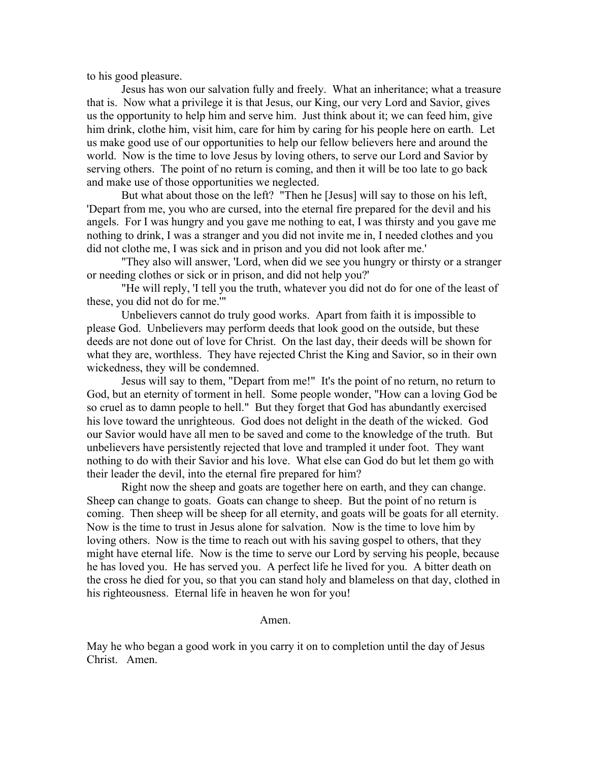to his good pleasure.

Jesus has won our salvation fully and freely. What an inheritance; what a treasure that is. Now what a privilege it is that Jesus, our King, our very Lord and Savior, gives us the opportunity to help him and serve him. Just think about it; we can feed him, give him drink, clothe him, visit him, care for him by caring for his people here on earth. Let us make good use of our opportunities to help our fellow believers here and around the world. Now is the time to love Jesus by loving others, to serve our Lord and Savior by serving others. The point of no return is coming, and then it will be too late to go back and make use of those opportunities we neglected.

But what about those on the left? "Then he [Jesus] will say to those on his left, 'Depart from me, you who are cursed, into the eternal fire prepared for the devil and his angels. For I was hungry and you gave me nothing to eat, I was thirsty and you gave me nothing to drink, I was a stranger and you did not invite me in, I needed clothes and you did not clothe me, I was sick and in prison and you did not look after me.'

"They also will answer, 'Lord, when did we see you hungry or thirsty or a stranger or needing clothes or sick or in prison, and did not help you?'

"He will reply, 'I tell you the truth, whatever you did not do for one of the least of these, you did not do for me.'"

Unbelievers cannot do truly good works. Apart from faith it is impossible to please God. Unbelievers may perform deeds that look good on the outside, but these deeds are not done out of love for Christ. On the last day, their deeds will be shown for what they are, worthless. They have rejected Christ the King and Savior, so in their own wickedness, they will be condemned.

Jesus will say to them, "Depart from me!" It's the point of no return, no return to God, but an eternity of torment in hell. Some people wonder, "How can a loving God be so cruel as to damn people to hell." But they forget that God has abundantly exercised his love toward the unrighteous. God does not delight in the death of the wicked. God our Savior would have all men to be saved and come to the knowledge of the truth. But unbelievers have persistently rejected that love and trampled it under foot. They want nothing to do with their Savior and his love. What else can God do but let them go with their leader the devil, into the eternal fire prepared for him?

Right now the sheep and goats are together here on earth, and they can change. Sheep can change to goats. Goats can change to sheep. But the point of no return is coming. Then sheep will be sheep for all eternity, and goats will be goats for all eternity. Now is the time to trust in Jesus alone for salvation. Now is the time to love him by loving others. Now is the time to reach out with his saving gospel to others, that they might have eternal life. Now is the time to serve our Lord by serving his people, because he has loved you. He has served you. A perfect life he lived for you. A bitter death on the cross he died for you, so that you can stand holy and blameless on that day, clothed in his righteousness. Eternal life in heaven he won for you!

Amen.

May he who began a good work in you carry it on to completion until the day of Jesus Christ. Amen.